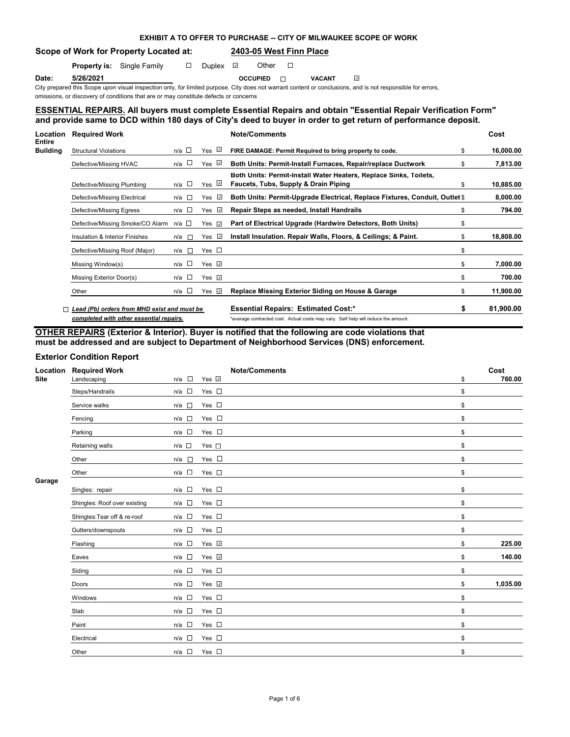**EXHIBIT A TO OFFER TO PURCHASE -- CITY OF MILWAUKEE SCOPE OF WORK**

**Scope of Work for Property Located at:** **2403-05 West Finn Place**

**Property is:** Single Family ☐ Duplex ☑ Other ☐

**Date:** **5/26/2021** **OCCUPIED** ☐ **VACANT** ☑

City prepared this Scope upon visual inspection only, for limited purpose. City does not warrant content or conclusions, and is not responsible for errors, omissions, or discovery of conditions that are or may constitute defects or concerns

## ESSENTIAL REPAIRS. All buyers must complete Essential Repairs and obtain "Essential Repair Verification Form" and provide same to DCD within 180 days of City's deed to buyer in order to get return of performance deposit.

| Location | Required Work | n/a | Yes | Note/Comments | Cost |
|---|---|---|---|---|---|
| Entire Building | Structural Violations | ☐ | ☑ | **FIRE DAMAGE: Permit Required to bring property to code.** | $ 16,000.00 |
| | Defective/Missing HVAC | ☐ | ☑ | **Both Units: Permit-Install Furnaces, Repair/replace Ductwork** | $ 7,813.00 |
| | Defective/Missing Plumbing | ☐ | ☑ | **Both Units: Permit-Install Water Heaters, Replace Sinks, Toilets, Faucets, Tubs, Supply & Drain Piping** | $ 10,885.00 |
| | Defective/Missing Electrical | ☐ | ☑ | **Both Units: Permit-Upgrade Electrical, Replace Fixtures, Conduit, Outlet** | $ 8,000.00 |
| | Defective/Missing Egress | ☐ | ☑ | **Repair Steps as needed, Install Handrails** | $ 794.00 |
| | Defective/Missing Smoke/CO Alarm | ☐ | ☑ | **Part of Electrical Upgrade (Hardwire Detectors, Both Units)** | $ |
| | Insulation & Interior Finishes | ☐ | ☑ | **Install Insulation. Repair Walls, Floors, & Ceilings; & Paint.** | $ 18,808.00 |
| | Defective/Missing Roof (Major) | ☐ | ☐ | | $ |
| | Missing Window(s) | ☐ | ☑ | | $ 7,000.00 |
| | Missing Exterior Door(s) | ☐ | ☑ | | $ 700.00 |
| | Other | ☐ | ☑ | **Replace Missing Exterior Siding on House & Garage** | $ 11,900.00 |
| | ☐ ***Lead (Pb) orders from MHD exist and must be completed with other essential repairs.*** | | | **Essential Repairs: Estimated Cost:*** | **$ 81,900.00** |

*average contracted cost. Actual costs may vary. Self help will reduce the amount.

## OTHER REPAIRS (Exterior & Interior). Buyer is notified that the following are code violations that must be addressed and are subject to Department of Neighborhood Services (DNS) enforcement.

### Exterior Condition Report

| Location | Required Work | n/a | Yes | Note/Comments | Cost |
|---|---|---|---|---|---|
| Site | Landscaping | ☐ | ☑ | | $ 760.00 |
| | Steps/Handrails | ☐ | ☐ | | $ |
| | Service walks | ☐ | ☐ | | $ |
| | Fencing | ☐ | ☐ | | $ |
| | Parking | ☐ | ☐ | | $ |
| | Retaining walls | ☐ | ☐ | | $ |
| | Other | ☐ | ☐ | | $ |
| | Other | ☐ | ☐ | | $ |
| Garage | Singles: repair | ☐ | ☐ | | $ |
| | Shingles: Roof over existing | ☐ | ☐ | | $ |
| | Shingles:Tear off & re-roof | ☐ | ☐ | | $ |
| | Gutters/downspouts | ☐ | ☐ | | $ |
| | Flashing | ☐ | ☑ | | $ 225.00 |
| | Eaves | ☐ | ☑ | | $ 140.00 |
| | Siding | ☐ | ☐ | | $ |
| | Doors | ☐ | ☑ | | $ 1,035.00 |
| | Windows | ☐ | ☐ | | $ |
| | Slab | ☐ | ☐ | | $ |
| | Paint | ☐ | ☐ | | $ |
| | Electrical | ☐ | ☐ | | $ |
| | Other | ☐ | ☐ | | $ |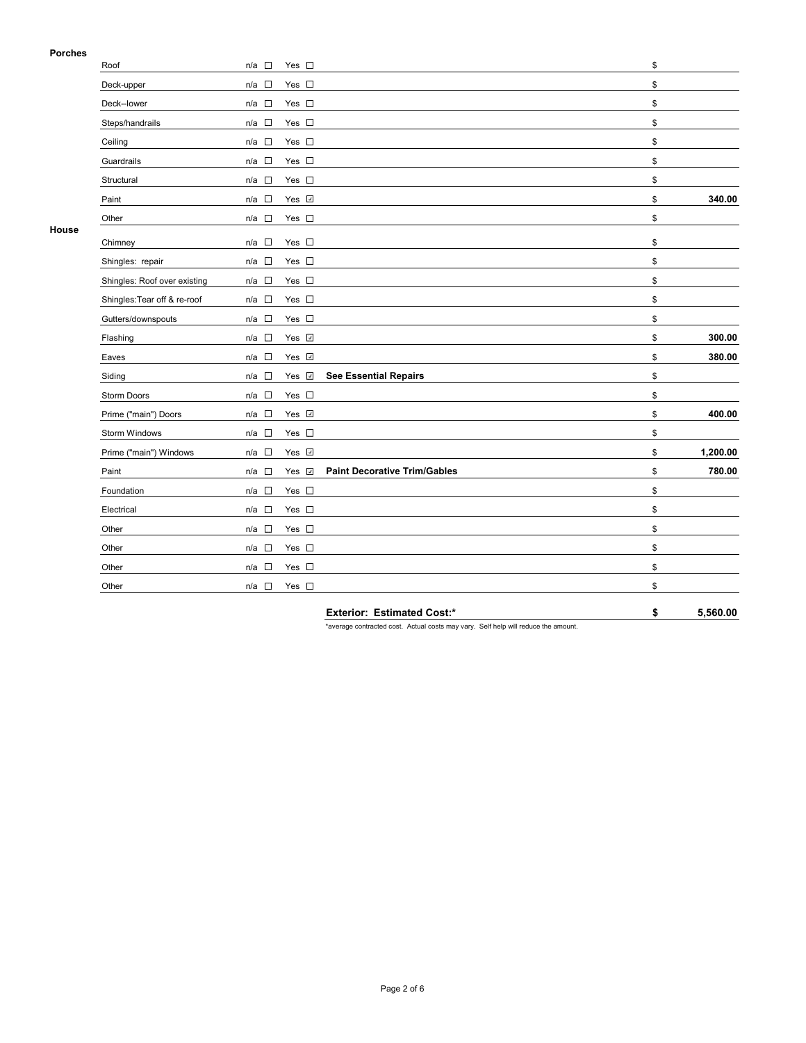**Porches**

| Item | n/a | Yes | Description | Cost |
|---|---|---|---|---|
| Roof | ☐ | ☐ | | $ |
| Deck-upper | ☐ | ☐ | | $ |
| Deck--lower | ☐ | ☐ | | $ |
| Steps/handrails | ☐ | ☐ | | $ |
| Ceiling | ☐ | ☐ | | $ |
| Guardrails | ☐ | ☐ | | $ |
| Structural | ☐ | ☐ | | $ |
| Paint | ☐ | ☑ | | $ **340.00** |
| Other | ☐ | ☐ | | $ |

**House**

| Item | n/a | Yes | Description | Cost |
|---|---|---|---|---|
| Chimney | ☐ | ☐ | | $ |
| Shingles: repair | ☐ | ☐ | | $ |
| Shingles: Roof over existing | ☐ | ☐ | | $ |
| Shingles:Tear off & re-roof | ☐ | ☐ | | $ |
| Gutters/downspouts | ☐ | ☐ | | $ |
| Flashing | ☐ | ☑ | | $ **300.00** |
| Eaves | ☐ | ☑ | | $ **380.00** |
| Siding | ☐ | ☑ | **See Essential Repairs** | $ |
| Storm Doors | ☐ | ☐ | | $ |
| Prime ("main") Doors | ☐ | ☑ | | $ **400.00** |
| Storm Windows | ☐ | ☐ | | $ |
| Prime ("main") Windows | ☐ | ☑ | | $ **1,200.00** |
| Paint | ☐ | ☑ | **Paint Decorative Trim/Gables** | $ **780.00** |
| Foundation | ☐ | ☐ | | $ |
| Electrical | ☐ | ☐ | | $ |
| Other | ☐ | ☐ | | $ |
| Other | ☐ | ☐ | | $ |
| Other | ☐ | ☐ | | $ |
| Other | ☐ | ☐ | | $ |

**Exterior: Estimated Cost:*** **$ 5,560.00**

*average contracted cost. Actual costs may vary. Self help will reduce the amount.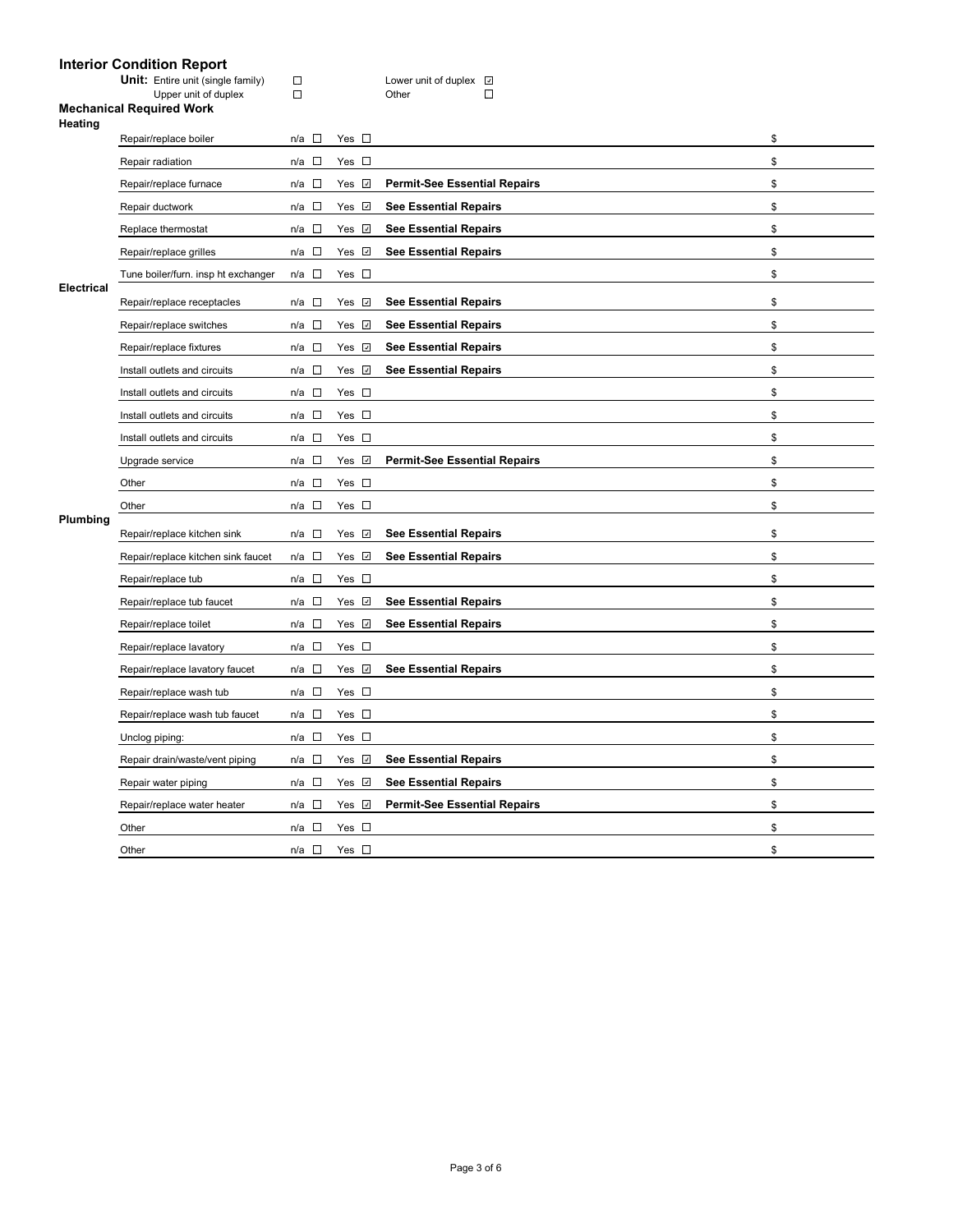## Interior Condition Report

**Unit:** Entire unit (single family) ☐ Lower unit of duplex ☑
Upper unit of duplex ☐ Other ☐

### Mechanical Required Work

| Category | Item | n/a | Yes | Notes | Cost |
|---|---|---|---|---|---|
| **Heating** | Repair/replace boiler | ☐ | ☐ | | $ |
| | Repair radiation | ☐ | ☐ | | $ |
| | Repair/replace furnace | ☐ | ☑ | **Permit-See Essential Repairs** | $ |
| | Repair ductwork | ☐ | ☑ | **See Essential Repairs** | $ |
| | Replace thermostat | ☐ | ☑ | **See Essential Repairs** | $ |
| | Repair/replace grilles | ☐ | ☑ | **See Essential Repairs** | $ |
| | Tune boiler/furn. insp ht exchanger | ☐ | ☐ | | $ |
| **Electrical** | Repair/replace receptacles | ☐ | ☑ | **See Essential Repairs** | $ |
| | Repair/replace switches | ☐ | ☑ | **See Essential Repairs** | $ |
| | Repair/replace fixtures | ☐ | ☑ | **See Essential Repairs** | $ |
| | Install outlets and circuits | ☐ | ☑ | **See Essential Repairs** | $ |
| | Install outlets and circuits | ☐ | ☐ | | $ |
| | Install outlets and circuits | ☐ | ☐ | | $ |
| | Install outlets and circuits | ☐ | ☐ | | $ |
| | Upgrade service | ☐ | ☑ | **Permit-See Essential Repairs** | $ |
| | Other | ☐ | ☐ | | $ |
| | Other | ☐ | ☐ | | $ |
| **Plumbing** | Repair/replace kitchen sink | ☐ | ☑ | **See Essential Repairs** | $ |
| | Repair/replace kitchen sink faucet | ☐ | ☑ | **See Essential Repairs** | $ |
| | Repair/replace tub | ☐ | ☐ | | $ |
| | Repair/replace tub faucet | ☐ | ☑ | **See Essential Repairs** | $ |
| | Repair/replace toilet | ☐ | ☑ | **See Essential Repairs** | $ |
| | Repair/replace lavatory | ☐ | ☐ | | $ |
| | Repair/replace lavatory faucet | ☐ | ☑ | **See Essential Repairs** | $ |
| | Repair/replace wash tub | ☐ | ☐ | | $ |
| | Repair/replace wash tub faucet | ☐ | ☐ | | $ |
| | Unclog piping: | ☐ | ☐ | | $ |
| | Repair drain/waste/vent piping | ☐ | ☑ | **See Essential Repairs** | $ |
| | Repair water piping | ☐ | ☑ | **See Essential Repairs** | $ |
| | Repair/replace water heater | ☐ | ☑ | **Permit-See Essential Repairs** | $ |
| | Other | ☐ | ☐ | | $ |
| | Other | ☐ | ☐ | | $ |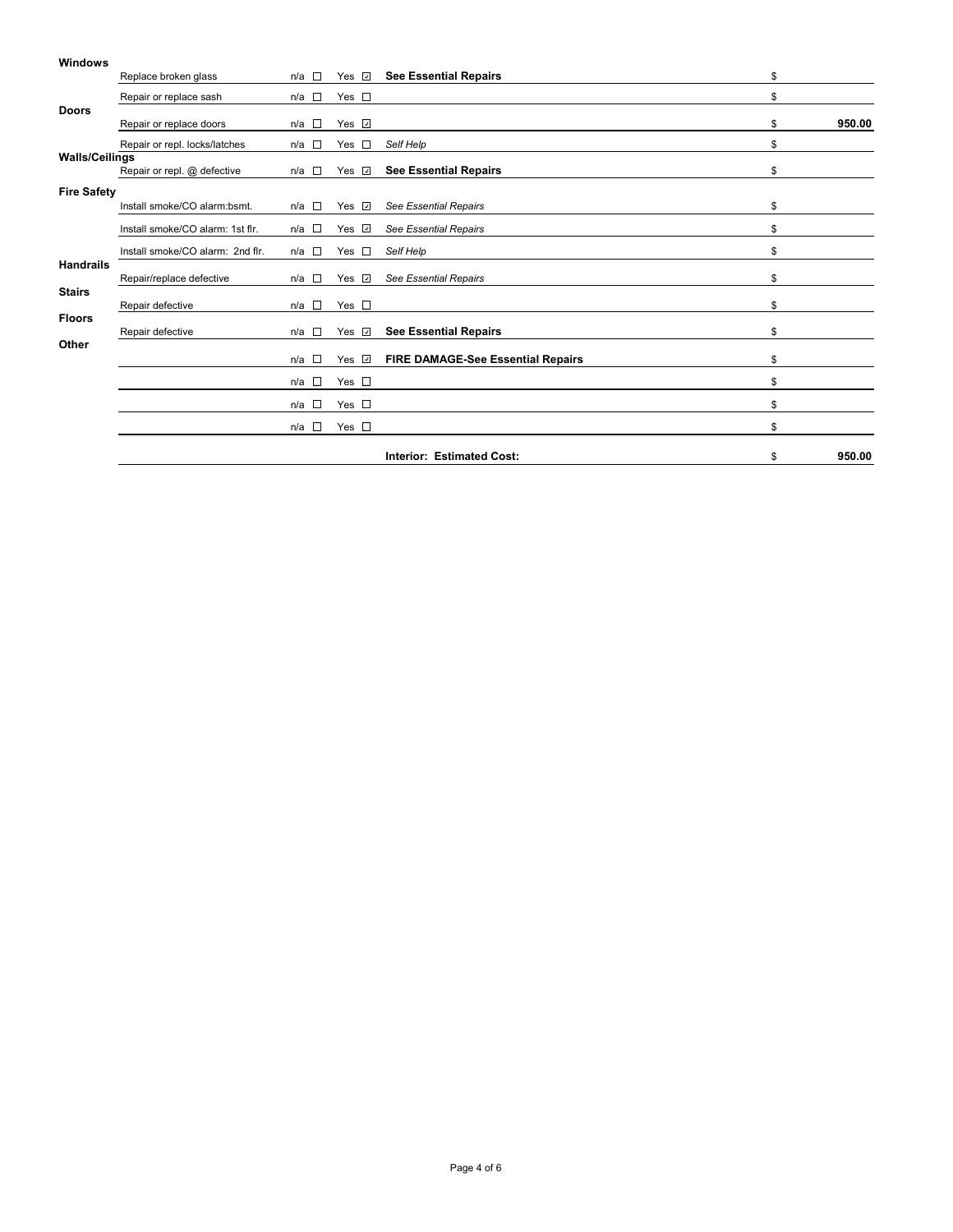| Category | Item | n/a | Yes | Notes | Cost |
|---|---|---|---|---|---|
| **Windows** | Replace broken glass | ☐ | ☑ | **See Essential Repairs** | $ |
| | Repair or replace sash | ☐ | ☐ | | $ |
| **Doors** | Repair or replace doors | ☐ | ☑ | | $ **950.00** |
| | Repair or repl. locks/latches | ☐ | ☐ | *Self Help* | $ |
| **Walls/Ceilings** | Repair or repl. @ defective | ☐ | ☑ | **See Essential Repairs** | $ |
| **Fire Safety** | Install smoke/CO alarm:bsmt. | ☐ | ☑ | *See Essential Repairs* | $ |
| | Install smoke/CO alarm: 1st flr. | ☐ | ☑ | *See Essential Repairs* | $ |
| | Install smoke/CO alarm: 2nd flr. | ☐ | ☐ | *Self Help* | $ |
| **Handrails** | Repair/replace defective | ☐ | ☑ | *See Essential Repairs* | $ |
| **Stairs** | Repair defective | ☐ | ☐ | | $ |
| **Floors** | Repair defective | ☐ | ☑ | **See Essential Repairs** | $ |
| **Other** | | ☐ | ☑ | **FIRE DAMAGE-See Essential Repairs** | $ |
| | | ☐ | ☐ | | $ |
| | | ☐ | ☐ | | $ |
| | | ☐ | ☐ | | $ |
| | | | | **Interior: Estimated Cost:** | $ **950.00** |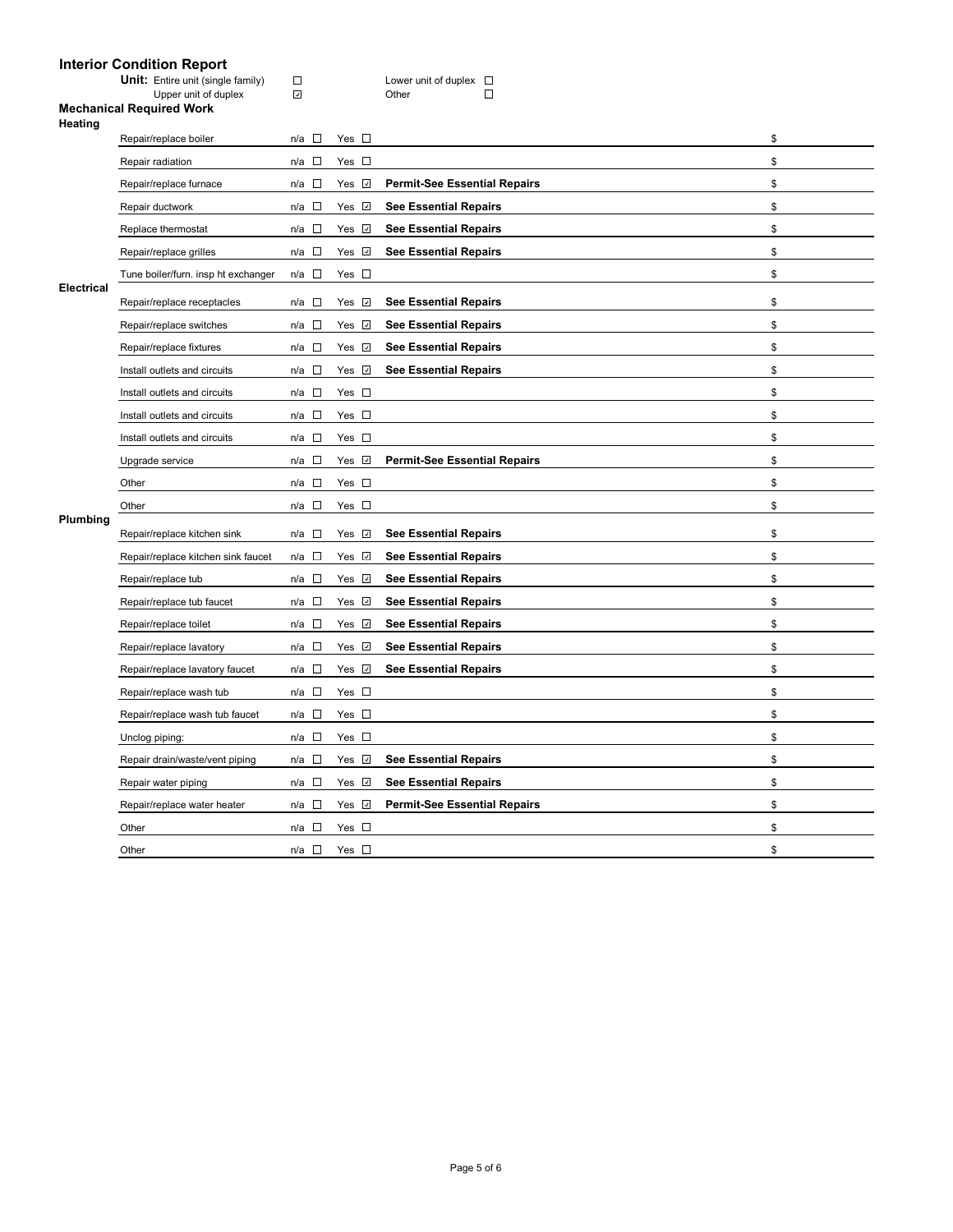# Interior Condition Report

**Unit:** Entire unit (single family) ☐ Lower unit of duplex ☐
Upper unit of duplex ☑ Other ☐

## Mechanical Required Work

### Heating

| Item | n/a | Yes | Notes | Cost |
|---|---|---|---|---|
| Repair/replace boiler | ☐ | ☐ | | $ |
| Repair radiation | ☐ | ☐ | | $ |
| Repair/replace furnace | ☐ | ☑ | **Permit-See Essential Repairs** | $ |
| Repair ductwork | ☐ | ☑ | **See Essential Repairs** | $ |
| Replace thermostat | ☐ | ☑ | **See Essential Repairs** | $ |
| Repair/replace grilles | ☐ | ☑ | **See Essential Repairs** | $ |
| Tune boiler/furn. insp ht exchanger | ☐ | ☐ | | $ |

### Electrical

| Item | n/a | Yes | Notes | Cost |
|---|---|---|---|---|
| Repair/replace receptacles | ☐ | ☑ | **See Essential Repairs** | $ |
| Repair/replace switches | ☐ | ☑ | **See Essential Repairs** | $ |
| Repair/replace fixtures | ☐ | ☑ | **See Essential Repairs** | $ |
| Install outlets and circuits | ☐ | ☑ | **See Essential Repairs** | $ |
| Install outlets and circuits | ☐ | ☐ | | $ |
| Install outlets and circuits | ☐ | ☐ | | $ |
| Install outlets and circuits | ☐ | ☐ | | $ |
| Upgrade service | ☐ | ☑ | **Permit-See Essential Repairs** | $ |
| Other | ☐ | ☐ | | $ |
| Other | ☐ | ☐ | | $ |

### Plumbing

| Item | n/a | Yes | Notes | Cost |
|---|---|---|---|---|
| Repair/replace kitchen sink | ☐ | ☑ | **See Essential Repairs** | $ |
| Repair/replace kitchen sink faucet | ☐ | ☑ | **See Essential Repairs** | $ |
| Repair/replace tub | ☐ | ☑ | **See Essential Repairs** | $ |
| Repair/replace tub faucet | ☐ | ☑ | **See Essential Repairs** | $ |
| Repair/replace toilet | ☐ | ☑ | **See Essential Repairs** | $ |
| Repair/replace lavatory | ☐ | ☑ | **See Essential Repairs** | $ |
| Repair/replace lavatory faucet | ☐ | ☑ | **See Essential Repairs** | $ |
| Repair/replace wash tub | ☐ | ☐ | | $ |
| Repair/replace wash tub faucet | ☐ | ☐ | | $ |
| Unclog piping: | ☐ | ☐ | | $ |
| Repair drain/waste/vent piping | ☐ | ☑ | **See Essential Repairs** | $ |
| Repair water piping | ☐ | ☑ | **See Essential Repairs** | $ |
| Repair/replace water heater | ☐ | ☑ | **Permit-See Essential Repairs** | $ |
| Other | ☐ | ☐ | | $ |
| Other | ☐ | ☐ | | $ |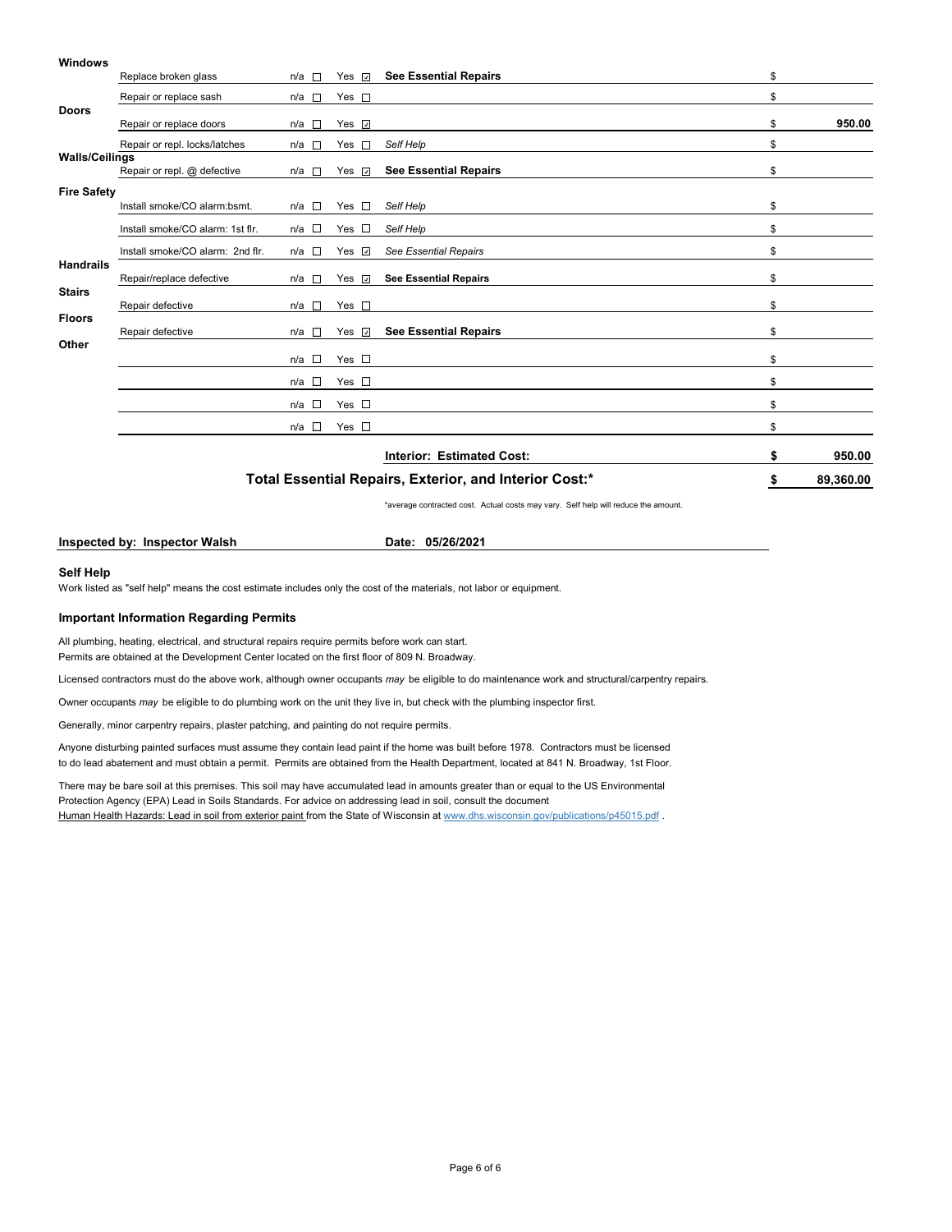| | | | | | |
|---|---|---|---|---|---|
| **Windows** | | | | | |
| | Replace broken glass | n/a ☐ | Yes ☑ | **See Essential Repairs** | $ |
| | Repair or replace sash | n/a ☐ | Yes ☐ | | $ |
| **Doors** | | | | | |
| | Repair or replace doors | n/a ☐ | Yes ☑ | | $ **950.00** |
| | Repair or repl. locks/latches | n/a ☐ | Yes ☐ | *Self Help* | $ |
| **Walls/Ceilings** | | | | | |
| | Repair or repl. @ defective | n/a ☐ | Yes ☑ | **See Essential Repairs** | $ |
| **Fire Safety** | | | | | |
| | Install smoke/CO alarm:bsmt. | n/a ☐ | Yes ☐ | *Self Help* | $ |
| | Install smoke/CO alarm: 1st flr. | n/a ☐ | Yes ☐ | *Self Help* | $ |
| | Install smoke/CO alarm: 2nd flr. | n/a ☐ | Yes ☑ | *See Essential Repairs* | $ |
| **Handrails** | | | | | |
| | Repair/replace defective | n/a ☐ | Yes ☑ | **See Essential Repairs** | $ |
| **Stairs** | | | | | |
| | Repair defective | n/a ☐ | Yes ☐ | | $ |
| **Floors** | | | | | |
| | Repair defective | n/a ☐ | Yes ☑ | **See Essential Repairs** | $ |
| **Other** | | | | | |
| | | n/a ☐ | Yes ☐ | | $ |
| | | n/a ☐ | Yes ☐ | | $ |
| | | n/a ☐ | Yes ☐ | | $ |
| | | n/a ☐ | Yes ☐ | | $ |
| | | | | **Interior: Estimated Cost:** | **$ 950.00** |
| | | | | **Total Essential Repairs, Exterior, and Interior Cost:*** | **$ 89,360.00** |

*average contracted cost. Actual costs may vary. Self help will reduce the amount.

**Inspected by: Inspector Walsh** **Date: 05/26/2021**

### Self Help

Work listed as "self help" means the cost estimate includes only the cost of the materials, not labor or equipment.

### Important Information Regarding Permits

All plumbing, heating, electrical, and structural repairs require permits before work can start.
Permits are obtained at the Development Center located on the first floor of 809 N. Broadway.

Licensed contractors must do the above work, although owner occupants *may* be eligible to do maintenance work and structural/carpentry repairs.

Owner occupants *may* be eligible to do plumbing work on the unit they live in, but check with the plumbing inspector first.

Generally, minor carpentry repairs, plaster patching, and painting do not require permits.

Anyone disturbing painted surfaces must assume they contain lead paint if the home was built before 1978. Contractors must be licensed to do lead abatement and must obtain a permit. Permits are obtained from the Health Department, located at 841 N. Broadway, 1st Floor.

There may be bare soil at this premises. This soil may have accumulated lead in amounts greater than or equal to the US Environmental Protection Agency (EPA) Lead in Soils Standards. For advice on addressing lead in soil, consult the document Human Health Hazards: Lead in soil from exterior paint from the State of Wisconsin at www.dhs.wisconsin.gov/publications/p45015.pdf .